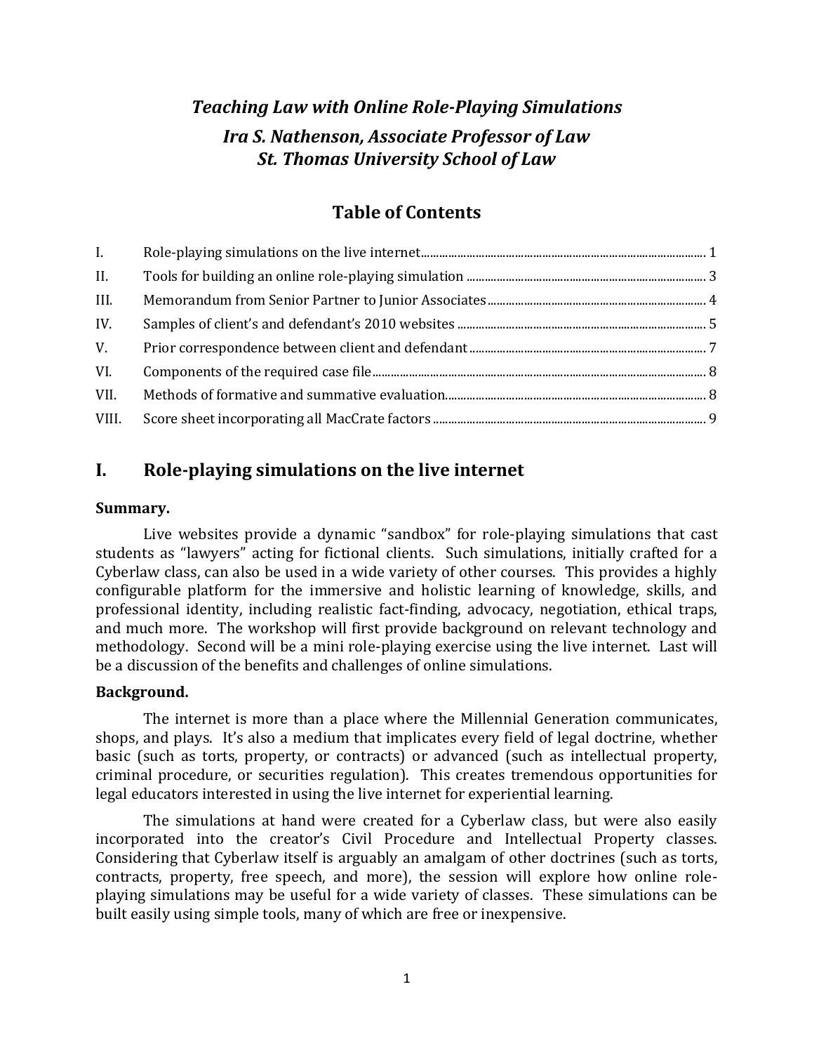# *Teaching Law with Online Role-Playing Simulations*

## *Ira S. Nathenson, Associate Professor of Law*
## *St. Thomas University School of Law*

## Table of Contents

| | | |
|---|---|---|
| I. | Role-playing simulations on the live internet | 1 |
| II. | Tools for building an online role-playing simulation | 3 |
| III. | Memorandum from Senior Partner to Junior Associates | 4 |
| IV. | Samples of client's and defendant's 2010 websites | 5 |
| V. | Prior correspondence between client and defendant | 7 |
| VI. | Components of the required case file | 8 |
| VII. | Methods of formative and summative evaluation | 8 |
| VIII. | Score sheet incorporating all MacCrate factors | 9 |

## I. Role-playing simulations on the live internet

**Summary.**

Live websites provide a dynamic "sandbox" for role-playing simulations that cast students as "lawyers" acting for fictional clients. Such simulations, initially crafted for a Cyberlaw class, can also be used in a wide variety of other courses. This provides a highly configurable platform for the immersive and holistic learning of knowledge, skills, and professional identity, including realistic fact-finding, advocacy, negotiation, ethical traps, and much more. The workshop will first provide background on relevant technology and methodology. Second will be a mini role-playing exercise using the live internet. Last will be a discussion of the benefits and challenges of online simulations.

**Background.**

The internet is more than a place where the Millennial Generation communicates, shops, and plays. It's also a medium that implicates every field of legal doctrine, whether basic (such as torts, property, or contracts) or advanced (such as intellectual property, criminal procedure, or securities regulation). This creates tremendous opportunities for legal educators interested in using the live internet for experiential learning.

The simulations at hand were created for a Cyberlaw class, but were also easily incorporated into the creator's Civil Procedure and Intellectual Property classes. Considering that Cyberlaw itself is arguably an amalgam of other doctrines (such as torts, contracts, property, free speech, and more), the session will explore how online role-playing simulations may be useful for a wide variety of classes. These simulations can be built easily using simple tools, many of which are free or inexpensive.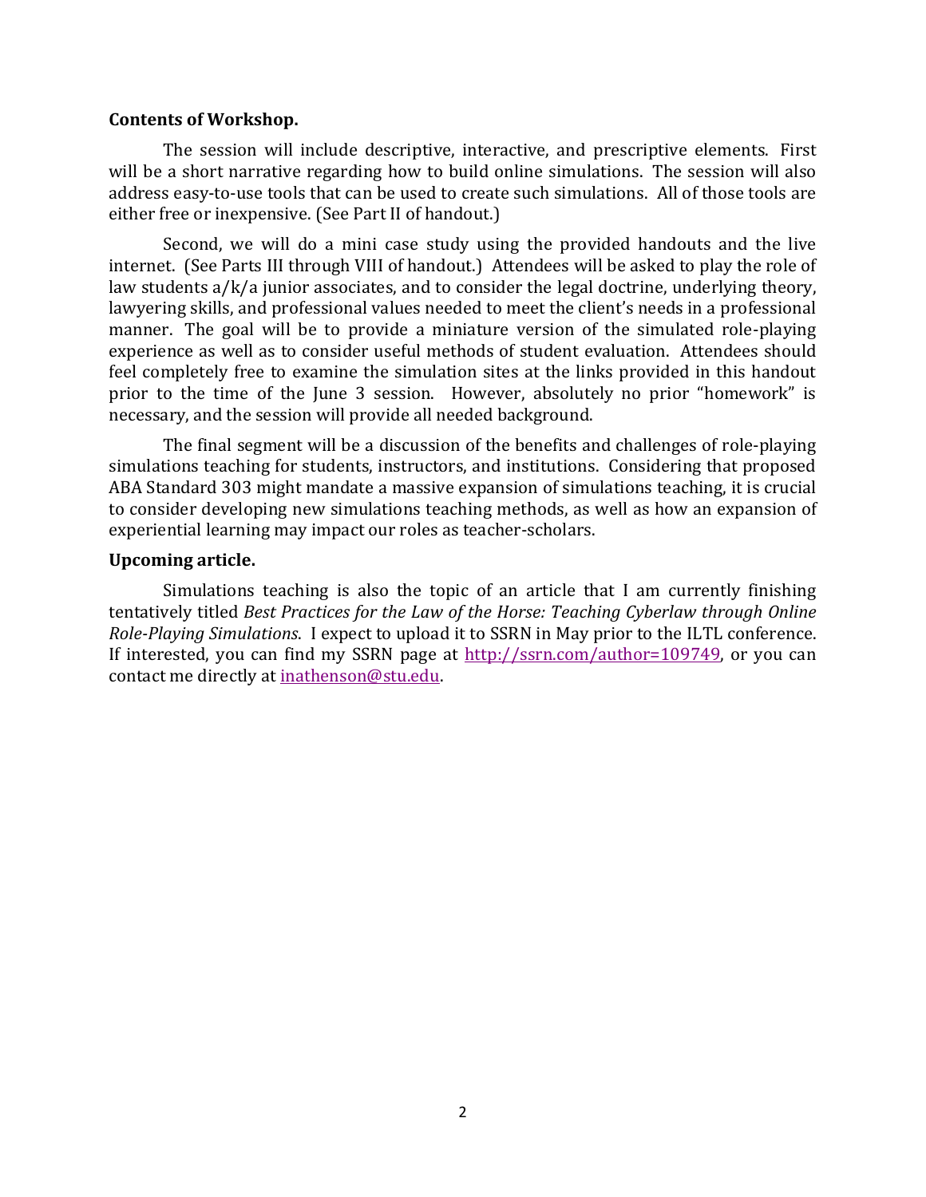**Contents of Workshop.**

The session will include descriptive, interactive, and prescriptive elements. First will be a short narrative regarding how to build online simulations. The session will also address easy-to-use tools that can be used to create such simulations. All of those tools are either free or inexpensive. (See Part II of handout.)

Second, we will do a mini case study using the provided handouts and the live internet. (See Parts III through VIII of handout.) Attendees will be asked to play the role of law students a/k/a junior associates, and to consider the legal doctrine, underlying theory, lawyering skills, and professional values needed to meet the client's needs in a professional manner. The goal will be to provide a miniature version of the simulated role-playing experience as well as to consider useful methods of student evaluation. Attendees should feel completely free to examine the simulation sites at the links provided in this handout prior to the time of the June 3 session. However, absolutely no prior "homework" is necessary, and the session will provide all needed background.

The final segment will be a discussion of the benefits and challenges of role-playing simulations teaching for students, instructors, and institutions. Considering that proposed ABA Standard 303 might mandate a massive expansion of simulations teaching, it is crucial to consider developing new simulations teaching methods, as well as how an expansion of experiential learning may impact our roles as teacher-scholars.

**Upcoming article.**

Simulations teaching is also the topic of an article that I am currently finishing tentatively titled *Best Practices for the Law of the Horse: Teaching Cyberlaw through Online Role-Playing Simulations*. I expect to upload it to SSRN in May prior to the ILTL conference. If interested, you can find my SSRN page at [http://ssrn.com/author=109749](http://ssrn.com/author=109749), or you can contact me directly at [inathenson@stu.edu](mailto:inathenson@stu.edu).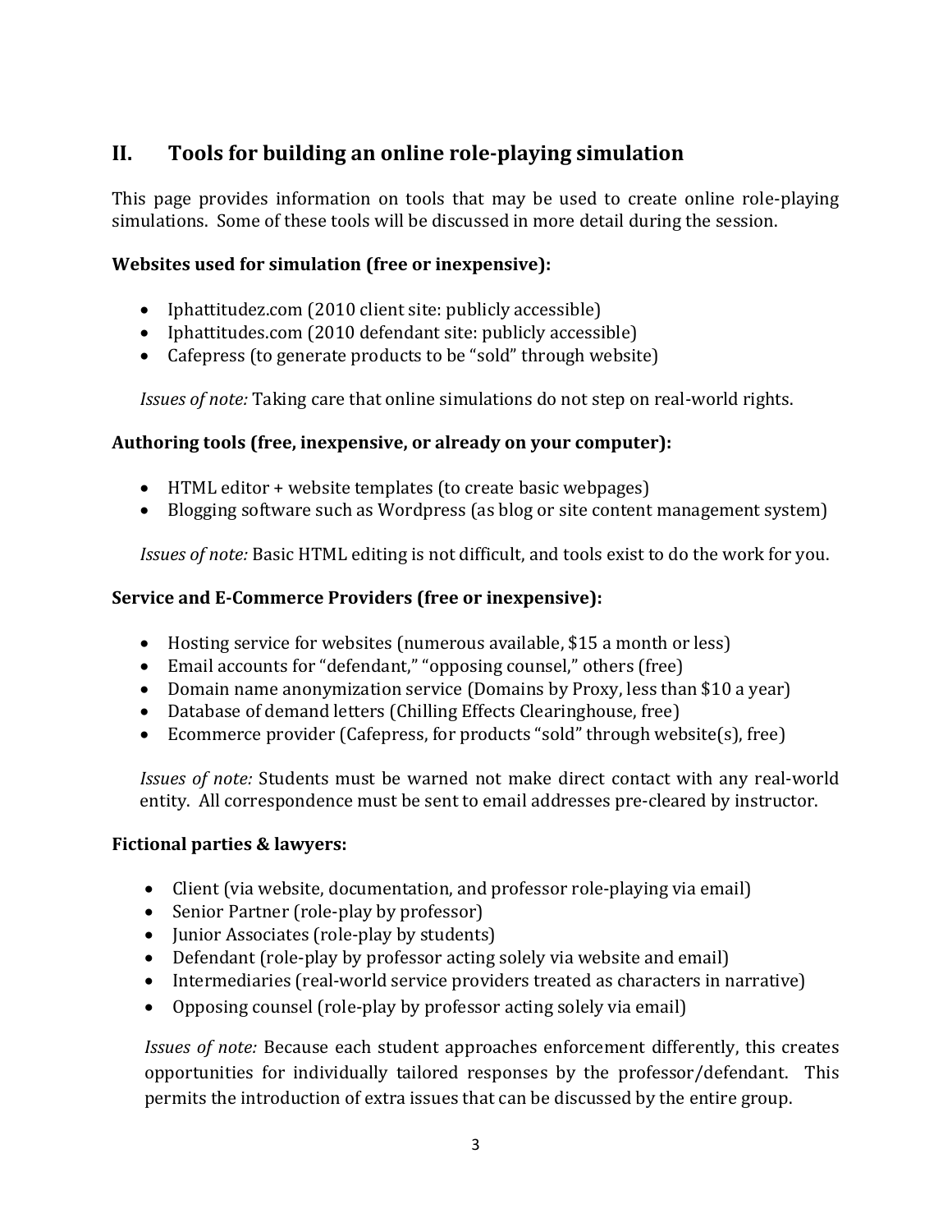## II. Tools for building an online role-playing simulation

This page provides information on tools that may be used to create online role-playing simulations. Some of these tools will be discussed in more detail during the session.

**Websites used for simulation (free or inexpensive):**

- Iphattitudez.com (2010 client site: publicly accessible)
- Iphattitudes.com (2010 defendant site: publicly accessible)
- Cafepress (to generate products to be "sold" through website)

*Issues of note:* Taking care that online simulations do not step on real-world rights.

**Authoring tools (free, inexpensive, or already on your computer):**

- HTML editor + website templates (to create basic webpages)
- Blogging software such as Wordpress (as blog or site content management system)

*Issues of note:* Basic HTML editing is not difficult, and tools exist to do the work for you.

**Service and E-Commerce Providers (free or inexpensive):**

- Hosting service for websites (numerous available, $15 a month or less)
- Email accounts for "defendant," "opposing counsel," others (free)
- Domain name anonymization service (Domains by Proxy, less than $10 a year)
- Database of demand letters (Chilling Effects Clearinghouse, free)
- Ecommerce provider (Cafepress, for products "sold" through website(s), free)

*Issues of note:* Students must be warned not make direct contact with any real-world entity. All correspondence must be sent to email addresses pre-cleared by instructor.

**Fictional parties & lawyers:**

- Client (via website, documentation, and professor role-playing via email)
- Senior Partner (role-play by professor)
- Junior Associates (role-play by students)
- Defendant (role-play by professor acting solely via website and email)
- Intermediaries (real-world service providers treated as characters in narrative)
- Opposing counsel (role-play by professor acting solely via email)

*Issues of note:* Because each student approaches enforcement differently, this creates opportunities for individually tailored responses by the professor/defendant. This permits the introduction of extra issues that can be discussed by the entire group.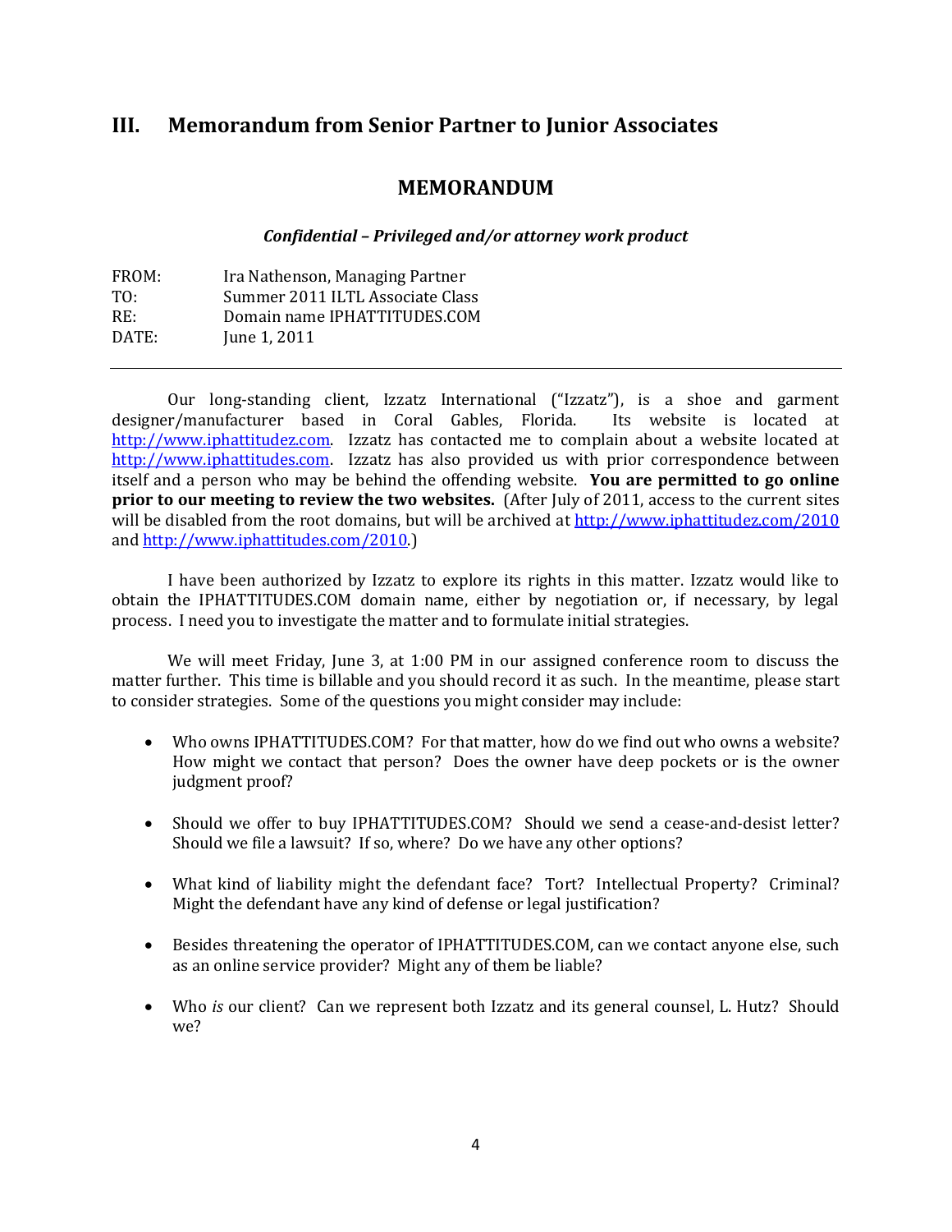## III. Memorandum from Senior Partner to Junior Associates

### MEMORANDUM

***Confidential – Privileged and/or attorney work product***

FROM: Ira Nathenson, Managing Partner
TO: Summer 2011 ILTL Associate Class
RE: Domain name IPHATTITUDES.COM
DATE: June 1, 2011

---

Our long-standing client, Izzatz International ("Izzatz"), is a shoe and garment designer/manufacturer based in Coral Gables, Florida. Its website is located at http://www.iphattitudez.com. Izzatz has contacted me to complain about a website located at http://www.iphattitudes.com. Izzatz has also provided us with prior correspondence between itself and a person who may be behind the offending website. **You are permitted to go online prior to our meeting to review the two websites.** (After July of 2011, access to the current sites will be disabled from the root domains, but will be archived at http://www.iphattitudez.com/2010 and http://www.iphattitudes.com/2010.)

I have been authorized by Izzatz to explore its rights in this matter. Izzatz would like to obtain the IPHATTITUDES.COM domain name, either by negotiation or, if necessary, by legal process. I need you to investigate the matter and to formulate initial strategies.

We will meet Friday, June 3, at 1:00 PM in our assigned conference room to discuss the matter further. This time is billable and you should record it as such. In the meantime, please start to consider strategies. Some of the questions you might consider may include:

- Who owns IPHATTITUDES.COM? For that matter, how do we find out who owns a website? How might we contact that person? Does the owner have deep pockets or is the owner judgment proof?
- Should we offer to buy IPHATTITUDES.COM? Should we send a cease-and-desist letter? Should we file a lawsuit? If so, where? Do we have any other options?
- What kind of liability might the defendant face? Tort? Intellectual Property? Criminal? Might the defendant have any kind of defense or legal justification?
- Besides threatening the operator of IPHATTITUDES.COM, can we contact anyone else, such as an online service provider? Might any of them be liable?
- Who *is* our client? Can we represent both Izzatz and its general counsel, L. Hutz? Should we?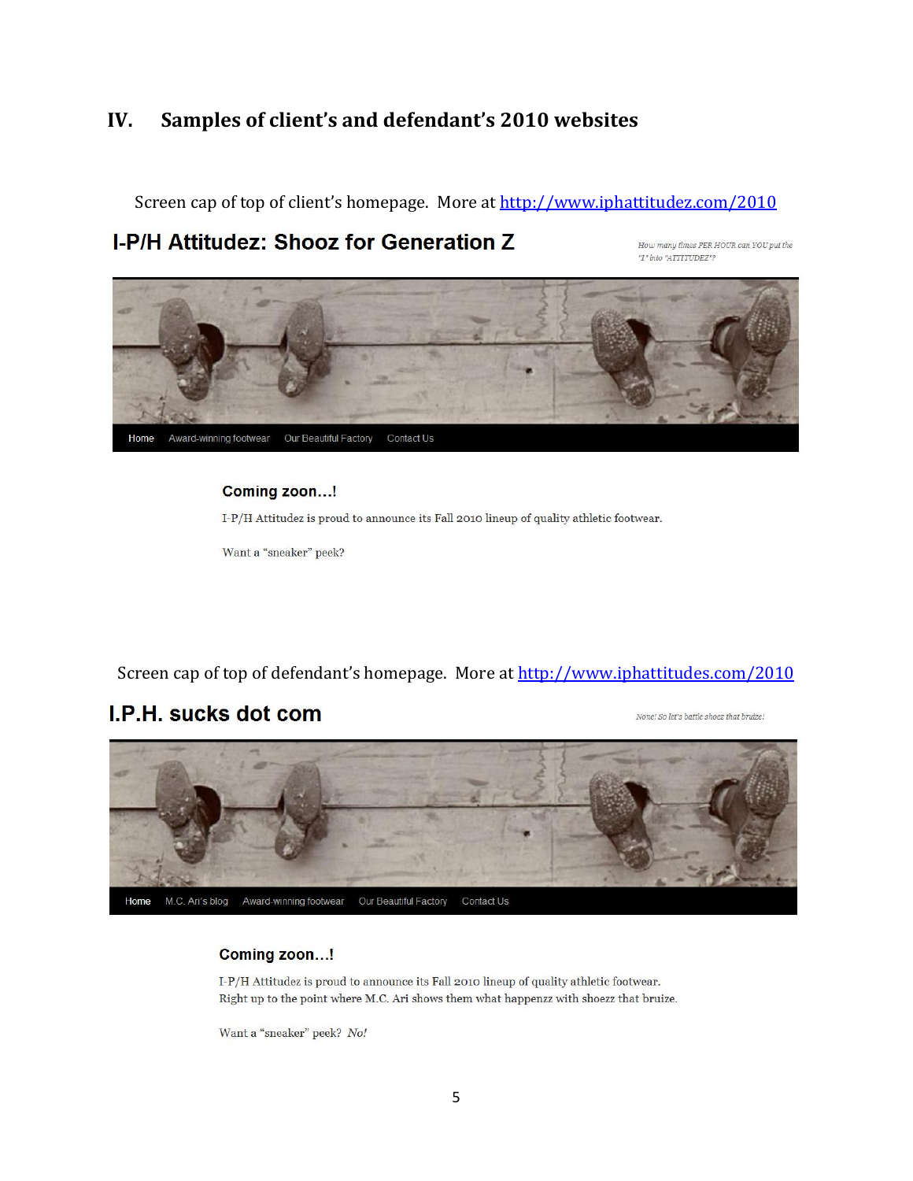## IV. Samples of client's and defendant's 2010 websites

Screen cap of top of client's homepage. More at http://www.iphattitudez.com/2010

**I-P/H Attitudez: Shooz for Generation Z**

*How many times PER HOUR can YOU put the "I" into "ATTITUDEZ"?*

Home Award-winning footwear Our Beautiful Factory Contact Us

**Coming zoon…!**

I-P/H Attitudez is proud to announce its Fall 2010 lineup of quality athletic footwear.

Want a "sneaker" peek?

Screen cap of top of defendant's homepage. More at http://www.iphattitudes.com/2010

**I.P.H. sucks dot com**

*None! So let's battle shoez that bruize!*

Home M.C. Ari's blog Award-winning footwear Our Beautiful Factory Contact Us

**Coming zoon…!**

I-P/H Attitudez is proud to announce its Fall 2010 lineup of quality athletic footwear. Right up to the point where M.C. Ari shows them what happenzz with shoezz that bruize.

Want a "sneaker" peek? *No!*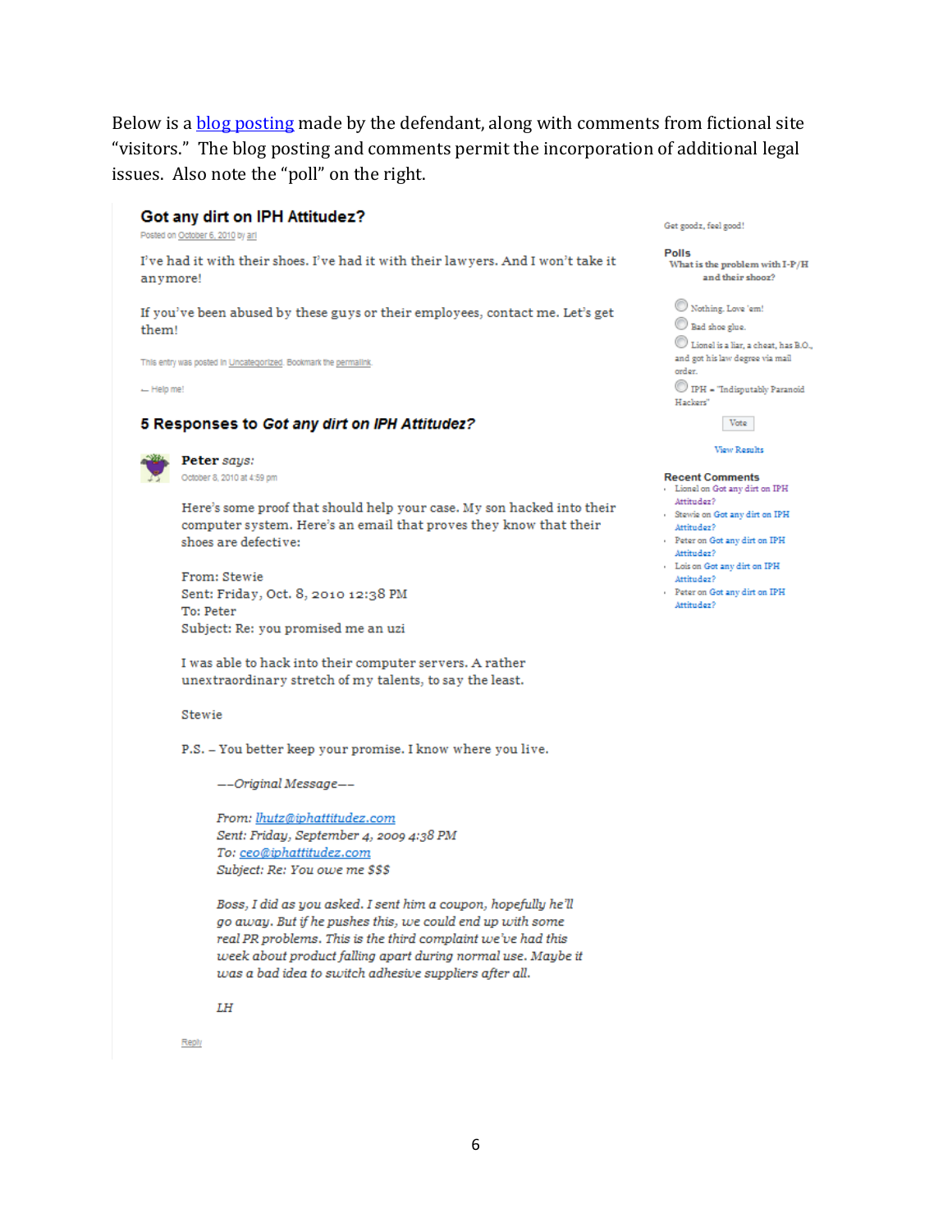Below is a blog posting made by the defendant, along with comments from fictional site "visitors." The blog posting and comments permit the incorporation of additional legal issues. Also note the "poll" on the right.

## Got any dirt on IPH Attitudez?

Posted on October 6, 2010 by ari

I've had it with their shoes. I've had it with their lawyers. And I won't take it anymore!

If you've been abused by these guys or their employees, contact me. Let's get them!

This entry was posted in Uncategorized. Bookmark the permalink.

← Help me!

## 5 Responses to *Got any dirt on IPH Attitudez?*

**Peter** *says:*

October 8, 2010 at 4:59 pm

Here's some proof that should help your case. My son hacked into their computer system. Here's an email that proves they know that their shoes are defective:

From: Stewie
Sent: Friday, Oct. 8, 2010 12:38 PM
To: Peter
Subject: Re: you promised me an uzi

I was able to hack into their computer servers. A rather unextraordinary stretch of my talents, to say the least.

Stewie

P.S. – You better keep your promise. I know where you live.

> *—-Original Message—-*
>
> *From: lhutz@iphattitudez.com*
> *Sent: Friday, September 4, 2009 4:38 PM*
> *To: ceo@iphattitudez.com*
> *Subject: Re: You owe me $$$*
>
> *Boss, I did as you asked. I sent him a coupon, hopefully he'll go away. But if he pushes this, we could end up with some real PR problems. This is the third complaint we've had this week about product falling apart during normal use. Maybe it was a bad idea to switch adhesive suppliers after all.*
>
> *LH*

Reply

Get goodz, feel good!

**Polls**

**What is the problem with I-P/H and their shoez?**

- Nothing. Love 'em!
- Bad shoe glue.
- Lionel is a liar, a cheat, has B.O., and got his law degree via mail order.
- IPH = "Indisputably Paranoid Hackers"

Vote

View Results

**Recent Comments**

- Lionel on Got any dirt on IPH Attitudez?
- Stewie on Got any dirt on IPH Attitudez?
- Peter on Got any dirt on IPH Attitudez?
- Lois on Got any dirt on IPH Attitudez?
- Peter on Got any dirt on IPH Attitudez?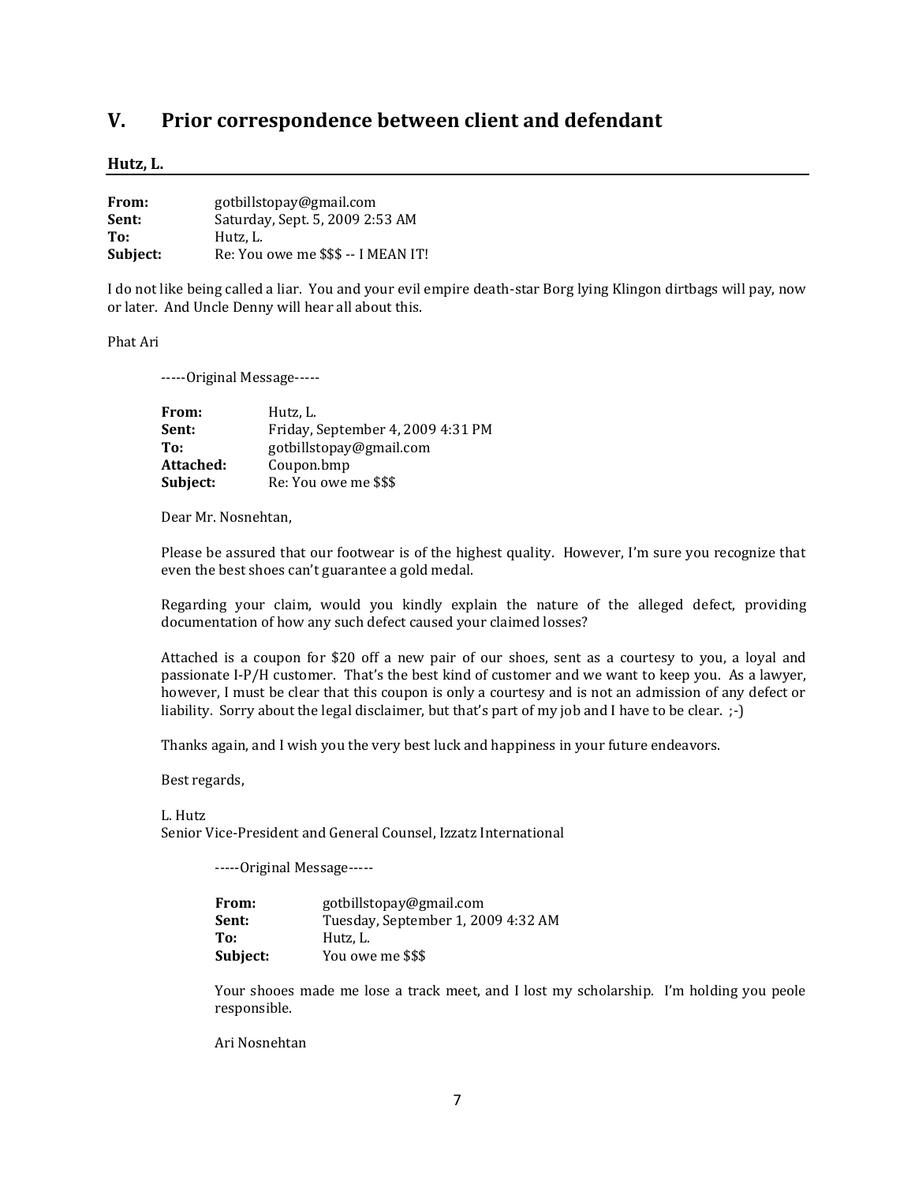## V. Prior correspondence between client and defendant

**Hutz, L.**

**From:** gotbillstopay@gmail.com
**Sent:** Saturday, Sept. 5, 2009 2:53 AM
**To:** Hutz, L.
**Subject:** Re: You owe me $$$ -- I MEAN IT!

I do not like being called a liar. You and your evil empire death-star Borg lying Klingon dirtbags will pay, now or later. And Uncle Denny will hear all about this.

Phat Ari

> -----Original Message-----
>
> **From:** Hutz, L.
> **Sent:** Friday, September 4, 2009 4:31 PM
> **To:** gotbillstopay@gmail.com
> **Attached:** Coupon.bmp
> **Subject:** Re: You owe me $$$
>
> Dear Mr. Nosnehtan,
>
> Please be assured that our footwear is of the highest quality. However, I'm sure you recognize that even the best shoes can't guarantee a gold medal.
>
> Regarding your claim, would you kindly explain the nature of the alleged defect, providing documentation of how any such defect caused your claimed losses?
>
> Attached is a coupon for $20 off a new pair of our shoes, sent as a courtesy to you, a loyal and passionate I-P/H customer. That's the best kind of customer and we want to keep you. As a lawyer, however, I must be clear that this coupon is only a courtesy and is not an admission of any defect or liability. Sorry about the legal disclaimer, but that's part of my job and I have to be clear. ;-)
>
> Thanks again, and I wish you the very best luck and happiness in your future endeavors.
>
> Best regards,
>
> L. Hutz
> Senior Vice-President and General Counsel, Izzatz International
>
> > -----Original Message-----
> >
> > **From:** gotbillstopay@gmail.com
> > **Sent:** Tuesday, September 1, 2009 4:32 AM
> > **To:** Hutz, L.
> > **Subject:** You owe me $$$
> >
> > Your shooes made me lose a track meet, and I lost my scholarship. I'm holding you peole responsible.
> >
> > Ari Nosnehtan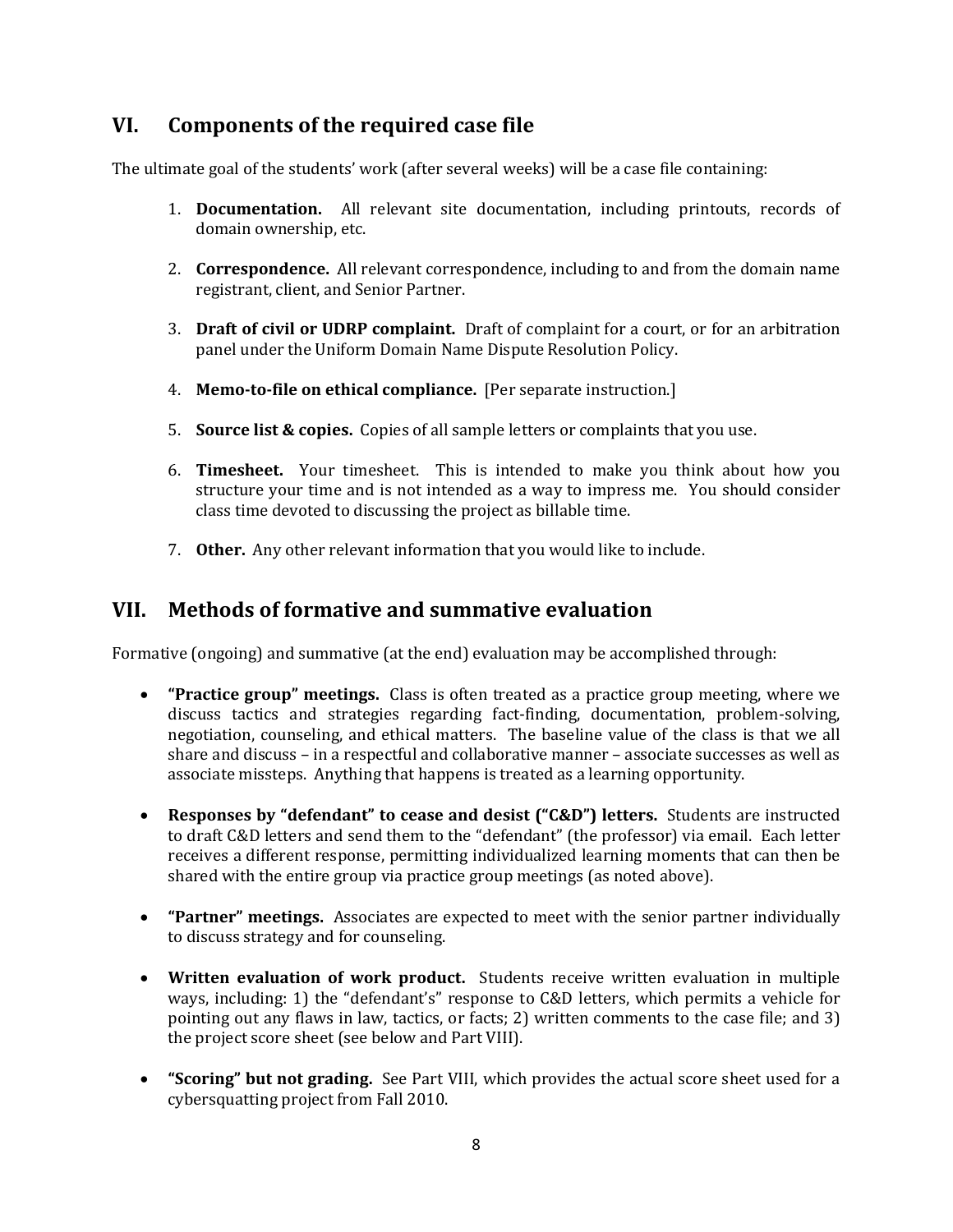## VI. Components of the required case file

The ultimate goal of the students' work (after several weeks) will be a case file containing:

1. **Documentation.** All relevant site documentation, including printouts, records of domain ownership, etc.

2. **Correspondence.** All relevant correspondence, including to and from the domain name registrant, client, and Senior Partner.

3. **Draft of civil or UDRP complaint.** Draft of complaint for a court, or for an arbitration panel under the Uniform Domain Name Dispute Resolution Policy.

4. **Memo-to-file on ethical compliance.** [Per separate instruction.]

5. **Source list & copies.** Copies of all sample letters or complaints that you use.

6. **Timesheet.** Your timesheet. This is intended to make you think about how you structure your time and is not intended as a way to impress me. You should consider class time devoted to discussing the project as billable time.

7. **Other.** Any other relevant information that you would like to include.

## VII. Methods of formative and summative evaluation

Formative (ongoing) and summative (at the end) evaluation may be accomplished through:

- **"Practice group" meetings.** Class is often treated as a practice group meeting, where we discuss tactics and strategies regarding fact-finding, documentation, problem-solving, negotiation, counseling, and ethical matters. The baseline value of the class is that we all share and discuss – in a respectful and collaborative manner – associate successes as well as associate missteps. Anything that happens is treated as a learning opportunity.

- **Responses by "defendant" to cease and desist ("C&D") letters.** Students are instructed to draft C&D letters and send them to the "defendant" (the professor) via email. Each letter receives a different response, permitting individualized learning moments that can then be shared with the entire group via practice group meetings (as noted above).

- **"Partner" meetings.** Associates are expected to meet with the senior partner individually to discuss strategy and for counseling.

- **Written evaluation of work product.** Students receive written evaluation in multiple ways, including: 1) the "defendant's" response to C&D letters, which permits a vehicle for pointing out any flaws in law, tactics, or facts; 2) written comments to the case file; and 3) the project score sheet (see below and Part VIII).

- **"Scoring" but not grading.** See Part VIII, which provides the actual score sheet used for a cybersquatting project from Fall 2010.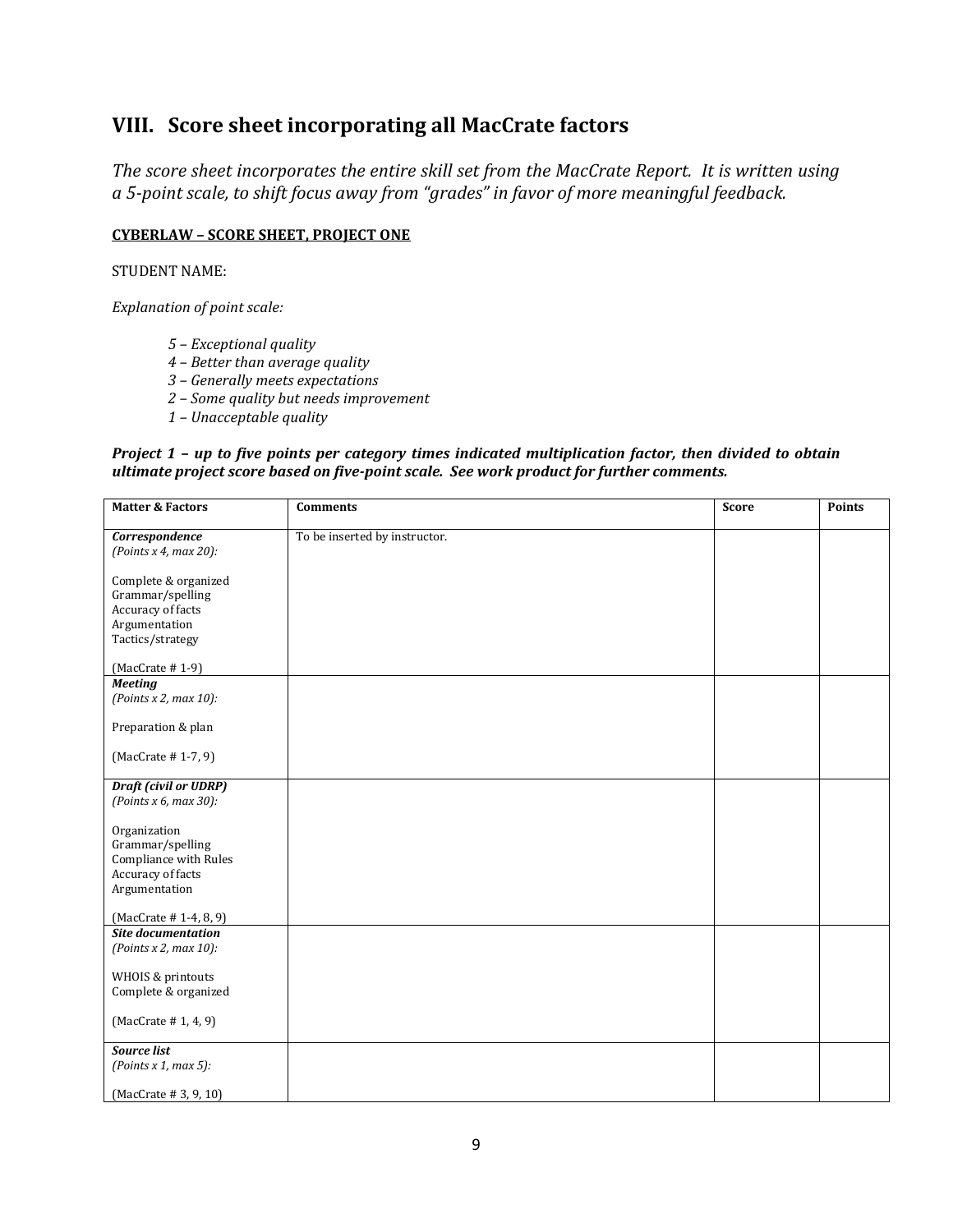## VIII. Score sheet incorporating all MacCrate factors

*The score sheet incorporates the entire skill set from the MacCrate Report. It is written using a 5-point scale, to shift focus away from "grades" in favor of more meaningful feedback.*

**CYBERLAW – SCORE SHEET, PROJECT ONE**

STUDENT NAME:

*Explanation of point scale:*

> *5 – Exceptional quality*
> *4 – Better than average quality*
> *3 – Generally meets expectations*
> *2 – Some quality but needs improvement*
> *1 – Unacceptable quality*

***Project 1 – up to five points per category times indicated multiplication factor, then divided to obtain ultimate project score based on five-point scale. See work product for further comments.***

| Matter & Factors | Comments | Score | Points |
|---|---|---|---|
| ***Correspondence*** *(Points x 4, max 20):*<br><br>Complete & organized<br>Grammar/spelling<br>Accuracy of facts<br>Argumentation<br>Tactics/strategy<br><br>(MacCrate # 1-9) | To be inserted by instructor. | | |
| ***Meeting*** *(Points x 2, max 10):*<br><br>Preparation & plan<br><br>(MacCrate # 1-7, 9) | | | |
| ***Draft (civil or UDRP)*** *(Points x 6, max 30):*<br><br>Organization<br>Grammar/spelling<br>Compliance with Rules<br>Accuracy of facts<br>Argumentation<br><br>(MacCrate # 1-4, 8, 9) | | | |
| ***Site documentation*** *(Points x 2, max 10):*<br><br>WHOIS & printouts<br>Complete & organized<br><br>(MacCrate # 1, 4, 9) | | | |
| ***Source list*** *(Points x 1, max 5):*<br><br>(MacCrate # 3, 9, 10) | | | |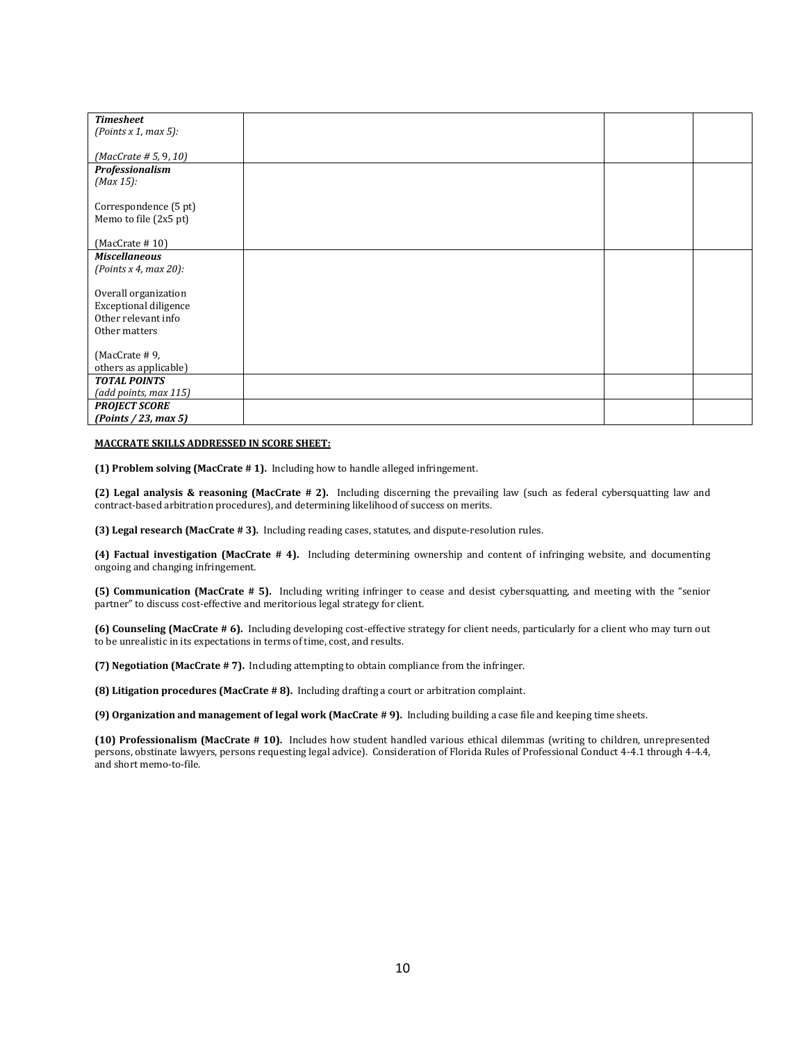| | | | |
|---|---|---|---|
| ***Timesheet*** *(Points x 1, max 5):* *(MacCrate # 5, 9, 10)* | | | |
| ***Professionalism*** *(Max 15):* Correspondence (5 pt) Memo to file (2x5 pt) (MacCrate # 10) | | | |
| ***Miscellaneous*** *(Points x 4, max 20):* Overall organization Exceptional diligence Other relevant info Other matters (MacCrate # 9, others as applicable) | | | |
| ***TOTAL POINTS*** *(add points, max 115)* | | | |
| ***PROJECT SCORE*** ***(Points / 23, max 5)*** | | | |

**MACCRATE SKILLS ADDRESSED IN SCORE SHEET:**

**(1) Problem solving (MacCrate # 1).** Including how to handle alleged infringement.

**(2) Legal analysis & reasoning (MacCrate # 2).** Including discerning the prevailing law (such as federal cybersquatting law and contract-based arbitration procedures), and determining likelihood of success on merits.

**(3) Legal research (MacCrate # 3).** Including reading cases, statutes, and dispute-resolution rules.

**(4) Factual investigation (MacCrate # 4).** Including determining ownership and content of infringing website, and documenting ongoing and changing infringement.

**(5) Communication (MacCrate # 5).** Including writing infringer to cease and desist cybersquatting, and meeting with the "senior partner" to discuss cost-effective and meritorious legal strategy for client.

**(6) Counseling (MacCrate # 6).** Including developing cost-effective strategy for client needs, particularly for a client who may turn out to be unrealistic in its expectations in terms of time, cost, and results.

**(7) Negotiation (MacCrate # 7).** Including attempting to obtain compliance from the infringer.

**(8) Litigation procedures (MacCrate # 8).** Including drafting a court or arbitration complaint.

**(9) Organization and management of legal work (MacCrate # 9).** Including building a case file and keeping time sheets.

**(10) Professionalism (MacCrate # 10).** Includes how student handled various ethical dilemmas (writing to children, unrepresented persons, obstinate lawyers, persons requesting legal advice). Consideration of Florida Rules of Professional Conduct 4-4.1 through 4-4.4, and short memo-to-file.